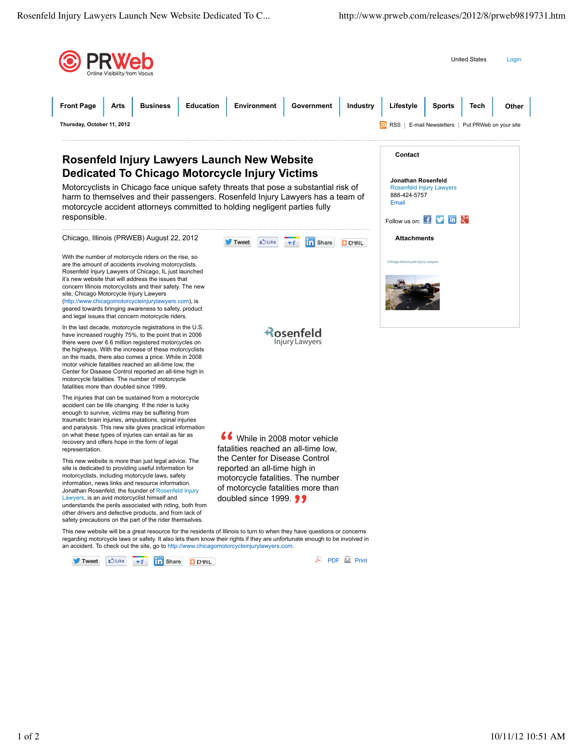PRWeb
Online Visibility from Vocus

United States Login

Front Page | Arts | Business | Education | Environment | Government | Industry | Lifestyle | Sports | Tech | Other

Thursday, October 11, 2012

RSS | E-mail Newsletters | Put PRWeb on your site

# Rosenfeld Injury Lawyers Launch New Website Dedicated To Chicago Motorcycle Injury Victims

Motorcyclists in Chicago face unique safety threats that pose a substantial risk of harm to themselves and their passengers. Rosenfeld Injury Lawyers has a team of motorcycle accident attorneys committed to holding negligent parties fully responsible.

Chicago, Illinois (PRWEB) August 22, 2012

With the number of motorcycle riders on the rise, so are the amount of accidents involving motorcyclists. Rosenfeld Injury Lawyers of Chicago, IL just launched it's new website that will address the issues that concern Illinois motorcyclists and their safety. The new site, Chicago Motorcycle Injury Lawyers (http://www.chicagomotorcycleinjurylawyers.com), is geared towards bringing awareness to safety, product and legal issues that concern motorcycle riders.

In the last decade, motorcycle registrations in the U.S. have increased roughly 75%, to the point that in 2006 there were over 6.6 million registered motorcycles on the highways. With the increase of these motorcyclists on the roads, there also comes a price. While in 2008 motor vehicle fatalities reached an all-time low, the Center for Disease Control reported an all-time high in motorcycle fatalities. The number of motorcycle fatalities more than doubled since 1999.

> "While in 2008 motor vehicle fatalities reached an all-time low, the Center for Disease Control reported an all-time high in motorcycle fatalities. The number of motorcycle fatalities more than doubled since 1999."

The injuries that can be sustained from a motorcycle accident can be life changing. If the rider is lucky enough to survive, victims may be suffering from traumatic brain injuries, amputations, spinal injuries and paralysis. This new site gives practical information on what these types of injuries can entail as far as recovery and offers hope in the form of legal representation.

This new website is more than just legal advice. The site is dedicated to providing useful information for motorcyclists, including motorcycle laws, safety information, news links and resource information. Jonathan Rosenfeld, the founder of Rosenfeld Injury Lawyers, is an avid motorcyclist himself and understands the perils associated with riding, both from other drivers and defective products, and from lack of safety precautions on the part of the rider themselves.

This new website will be a great resource for the residents of Illinois to turn to when they have questions or concerns regarding motorcycle laws or safety. It also lets them know their rights if they are unfortunate enough to be involved in an accident. To check out the site, go to http://www.chicagomotorcycleinjurylawyers.com.

PDF Print

**Contact**

**Jonathan Rosenfeld**
Rosenfeld Injury Lawyers
888-424-5757
Email

Follow us on:

**Attachments**

Chicago Motorcycle Injury Lawyers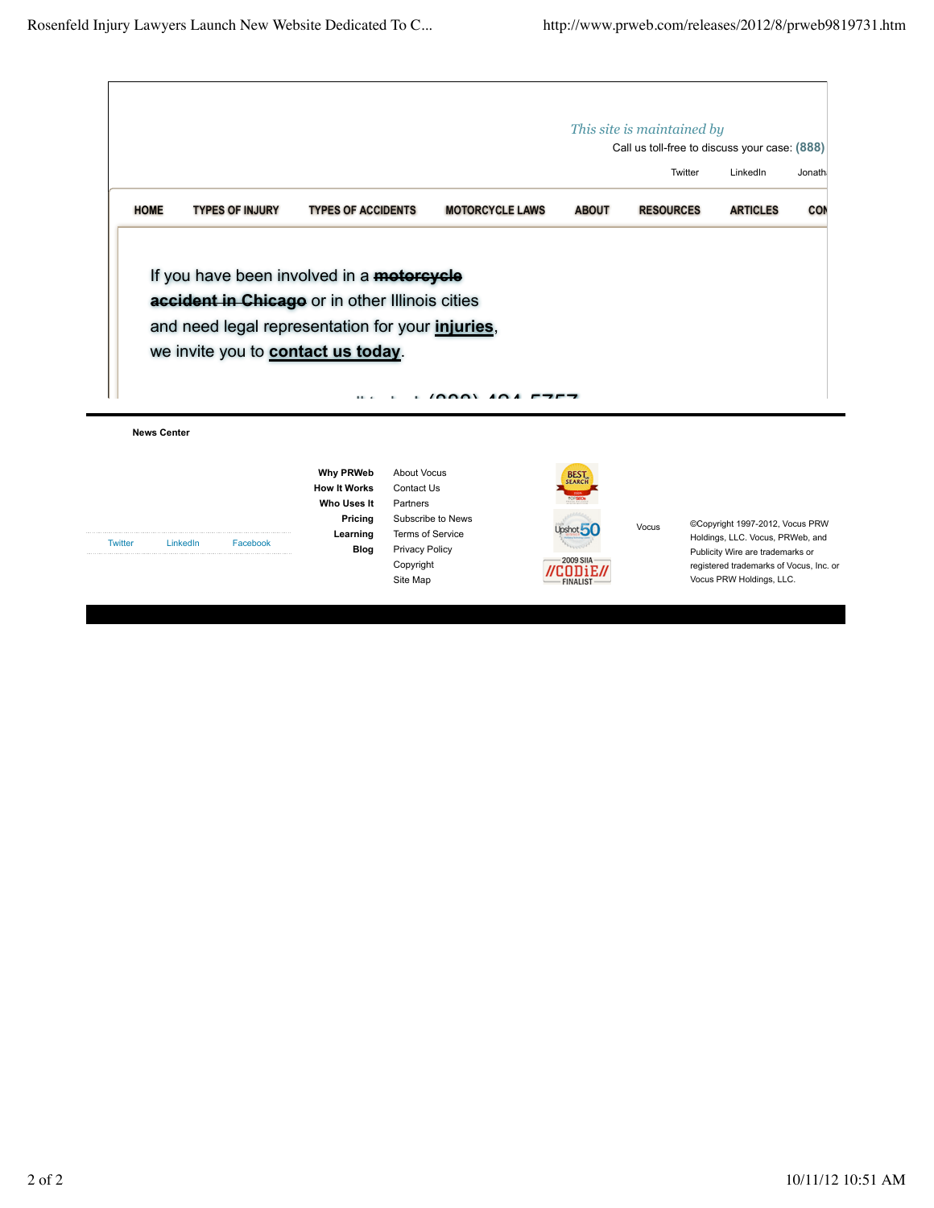*This site is maintained by*

Call us toll-free to discuss your case: **(888)**

Twitter LinkedIn Jonath

HOME TYPES OF INJURY TYPES OF ACCIDENTS MOTORCYCLE LAWS ABOUT RESOURCES ARTICLES CON

If you have been involved in a **motorcycle accident in Chicago** or in other Illinois cities and need legal representation for your **injuries**, we invite you to **contact us today**.

**News Center**

Twitter LinkedIn Facebook

**Why PRWeb**
**How It Works**
**Who Uses It**
**Pricing**
**Learning**
**Blog**

About Vocus
Contact Us
Partners
Subscribe to News
Terms of Service
Privacy Policy
Copyright
Site Map

Vocus

©Copyright 1997-2012, Vocus PRW Holdings, LLC. Vocus, PRWeb, and Publicity Wire are trademarks or registered trademarks of Vocus, Inc. or Vocus PRW Holdings, LLC.